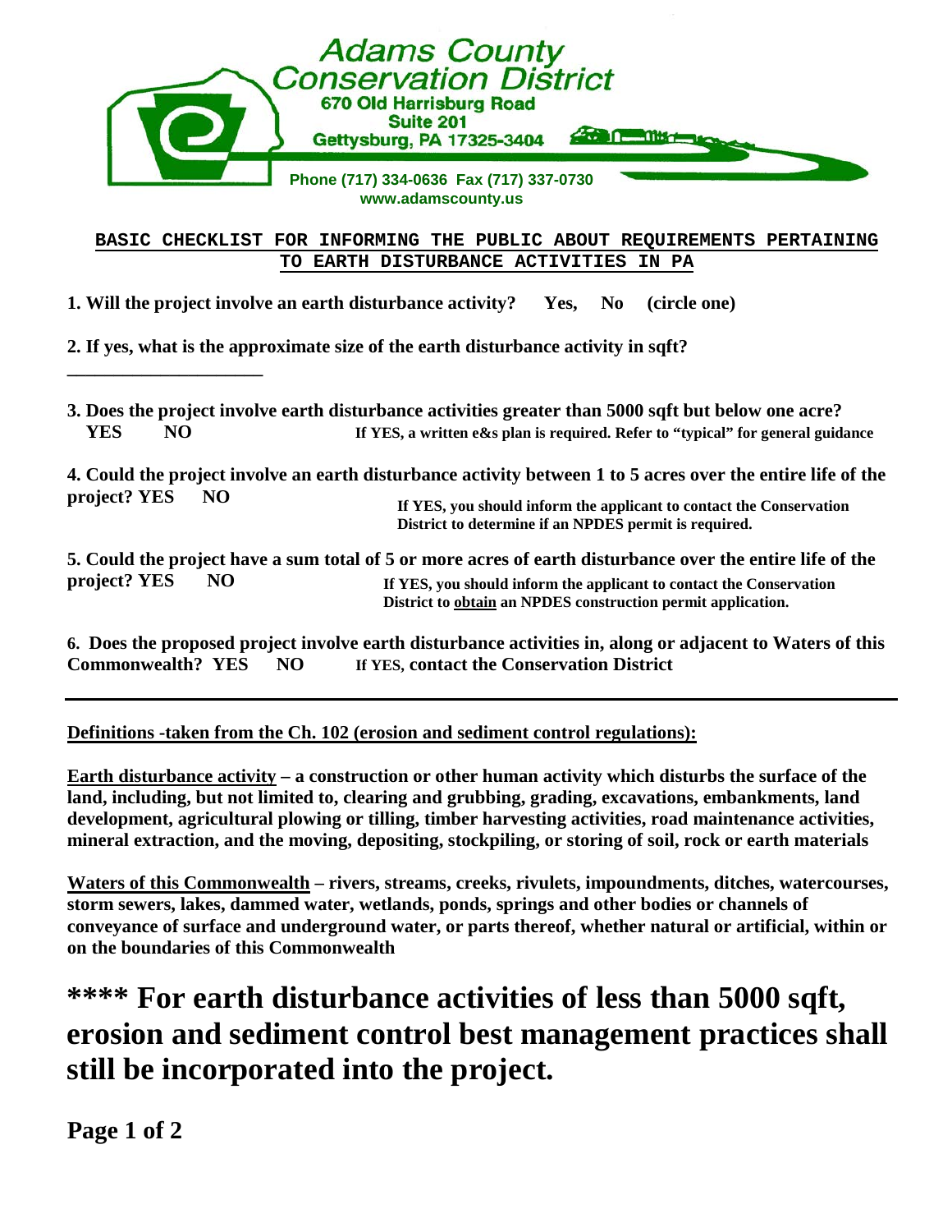**Adams County Conservation District**
670 Old Harrisburg Road
Suite 201
Gettysburg, PA 17325-3404

Phone (717) 334-0636 Fax (717) 337-0730
www.adamscounty.us

## BASIC CHECKLIST FOR INFORMING THE PUBLIC ABOUT REQUIREMENTS PERTAINING TO EARTH DISTURBANCE ACTIVITIES IN PA

**1. Will the project involve an earth disturbance activity? Yes, No (circle one)**

**2. If yes, what is the approximate size of the earth disturbance activity in sqft?**

**\_\_\_\_\_\_\_\_\_\_\_\_\_\_\_\_\_\_\_\_**

**3. Does the project involve earth disturbance activities greater than 5000 sqft but below one acre?**
**YES NO** — **If YES, a written e&s plan is required. Refer to "typical" for general guidance**

**4. Could the project involve an earth disturbance activity between 1 to 5 acres over the entire life of the project? YES NO** — **If YES, you should inform the applicant to contact the Conservation District to determine if an NPDES permit is required.**

**5. Could the project have a sum total of 5 or more acres of earth disturbance over the entire life of the project? YES NO** — **If YES, you should inform the applicant to contact the Conservation District to <u>obtain</u> an NPDES construction permit application.**

**6. Does the proposed project involve earth disturbance activities in, along or adjacent to Waters of this Commonwealth? YES NO** — **If YES, contact the Conservation District**

---

**<u>Definitions -taken from the Ch. 102 (erosion and sediment control regulations):</u>**

**<u>Earth disturbance activity</u> – a construction or other human activity which disturbs the surface of the land, including, but not limited to, clearing and grubbing, grading, excavations, embankments, land development, agricultural plowing or tilling, timber harvesting activities, road maintenance activities, mineral extraction, and the moving, depositing, stockpiling, or storing of soil, rock or earth materials**

**<u>Waters of this Commonwealth</u> – rivers, streams, creeks, rivulets, impoundments, ditches, watercourses, storm sewers, lakes, dammed water, wetlands, ponds, springs and other bodies or channels of conveyance of surface and underground water, or parts thereof, whether natural or artificial, within or on the boundaries of this Commonwealth**

# **** For earth disturbance activities of less than 5000 sqft, erosion and sediment control best management practices shall still be incorporated into the project.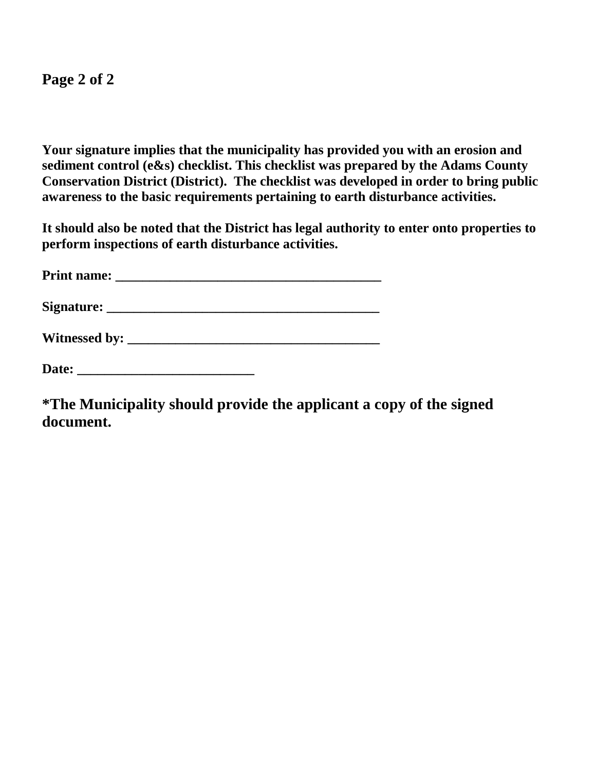**Your signature implies that the municipality has provided you with an erosion and sediment control (e&s) checklist. This checklist was prepared by the Adams County Conservation District (District). The checklist was developed in order to bring public awareness to the basic requirements pertaining to earth disturbance activities.**

**It should also be noted that the District has legal authority to enter onto properties to perform inspections of earth disturbance activities.**

**Print name: ________________________________________**

**Signature: _________________________________________**

**Witnessed by: ______________________________________**

**Date: ___________________________**

**\*The Municipality should provide the applicant a copy of the signed document.**